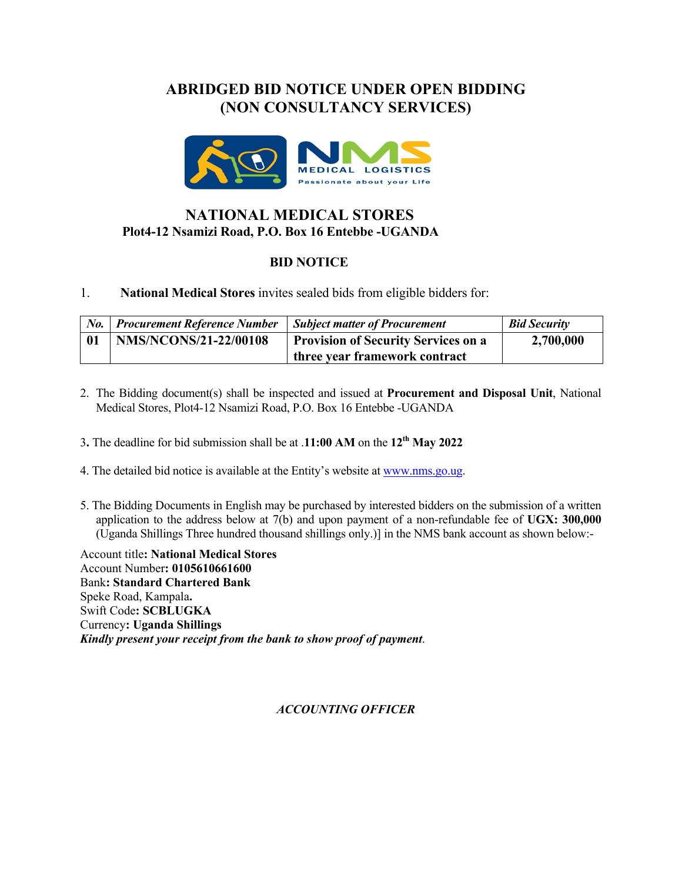# ABRIDGED BID NOTICE UNDER OPEN BIDDING (NON CONSULTANCY SERVICES)

NMS MEDICAL LOGISTICS
Passionate about your Life

## NATIONAL MEDICAL STORES

**Plot4-12 Nsamizi Road, P.O. Box 16 Entebbe -UGANDA**

### BID NOTICE

1. **National Medical Stores** invites sealed bids from eligible bidders for:

| *No.* | *Procurement Reference Number* | *Subject matter of Procurement* | *Bid Security* |
|---|---|---|---|
| **01** | **NMS/NCONS/21-22/00108** | **Provision of Security Services on a three year framework contract** | **2,700,000** |

2. The Bidding document(s) shall be inspected and issued at **Procurement and Disposal Unit**, National Medical Stores, Plot4-12 Nsamizi Road, P.O. Box 16 Entebbe -UGANDA

3**.** The deadline for bid submission shall be at .**11:00 AM** on the **12th May 2022**

4. The detailed bid notice is available at the Entity's website at www.nms.go.ug.

5. The Bidding Documents in English may be purchased by interested bidders on the submission of a written application to the address below at 7(b) and upon payment of a non-refundable fee of **UGX: 300,000** (Uganda Shillings Three hundred thousand shillings only.)] in the NMS bank account as shown below:-

Account title**: National Medical Stores**
Account Number**: 0105610661600**
Bank**: Standard Chartered Bank**
Speke Road, Kampala**.**
Swift Code**: SCBLUGKA**
Currency**: Uganda Shillings**
***Kindly present your receipt from the bank to show proof of payment***.

*ACCOUNTING OFFICER*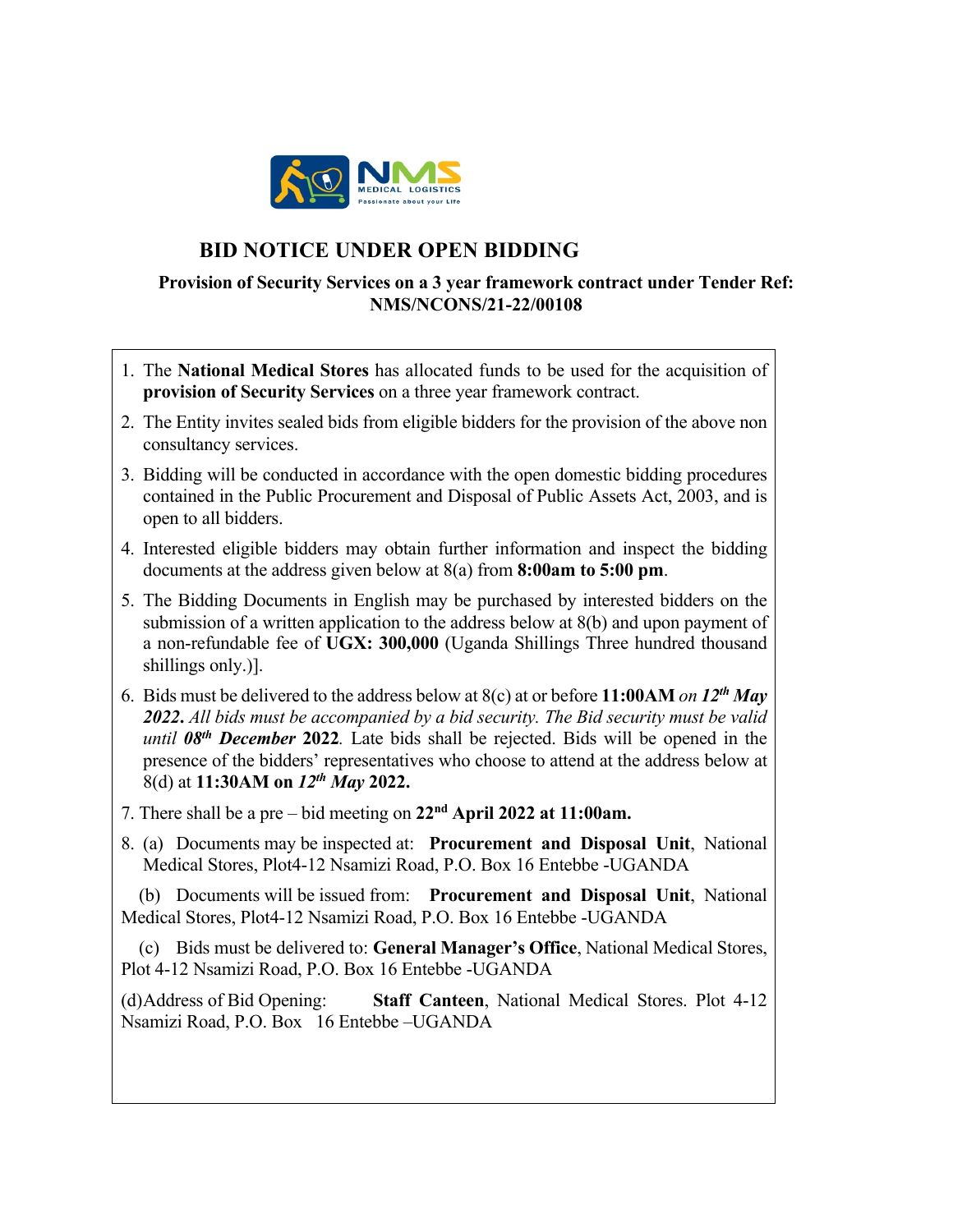# BID NOTICE UNDER OPEN BIDDING

**Provision of Security Services on a 3 year framework contract under Tender Ref: NMS/NCONS/21-22/00108**

1. The **National Medical Stores** has allocated funds to be used for the acquisition of **provision of Security Services** on a three year framework contract.
2. The Entity invites sealed bids from eligible bidders for the provision of the above non consultancy services.
3. Bidding will be conducted in accordance with the open domestic bidding procedures contained in the Public Procurement and Disposal of Public Assets Act, 2003, and is open to all bidders.
4. Interested eligible bidders may obtain further information and inspect the bidding documents at the address given below at 8(a) from **8:00am to 5:00 pm**.
5. The Bidding Documents in English may be purchased by interested bidders on the submission of a written application to the address below at 8(b) and upon payment of a non-refundable fee of **UGX: 300,000** (Uganda Shillings Three hundred thousand shillings only.)].
6. Bids must be delivered to the address below at 8(c) at or before **11:00AM** *on **12th May 2022**. All bids must be accompanied by a bid security. The Bid security must be valid until **08th December** 2022.* Late bids shall be rejected. Bids will be opened in the presence of the bidders' representatives who choose to attend at the address below at 8(d) at **11:30AM on *12th May* 2022.**
7. There shall be a pre – bid meeting on **22nd April 2022 at 11:00am.**
8. (a) Documents may be inspected at: **Procurement and Disposal Unit**, National Medical Stores, Plot4-12 Nsamizi Road, P.O. Box 16 Entebbe -UGANDA

   (b) Documents will be issued from: **Procurement and Disposal Unit**, National Medical Stores, Plot4-12 Nsamizi Road, P.O. Box 16 Entebbe -UGANDA

   (c) Bids must be delivered to: **General Manager's Office**, National Medical Stores, Plot 4-12 Nsamizi Road, P.O. Box 16 Entebbe -UGANDA

   (d) Address of Bid Opening: **Staff Canteen**, National Medical Stores. Plot 4-12 Nsamizi Road, P.O. Box 16 Entebbe –UGANDA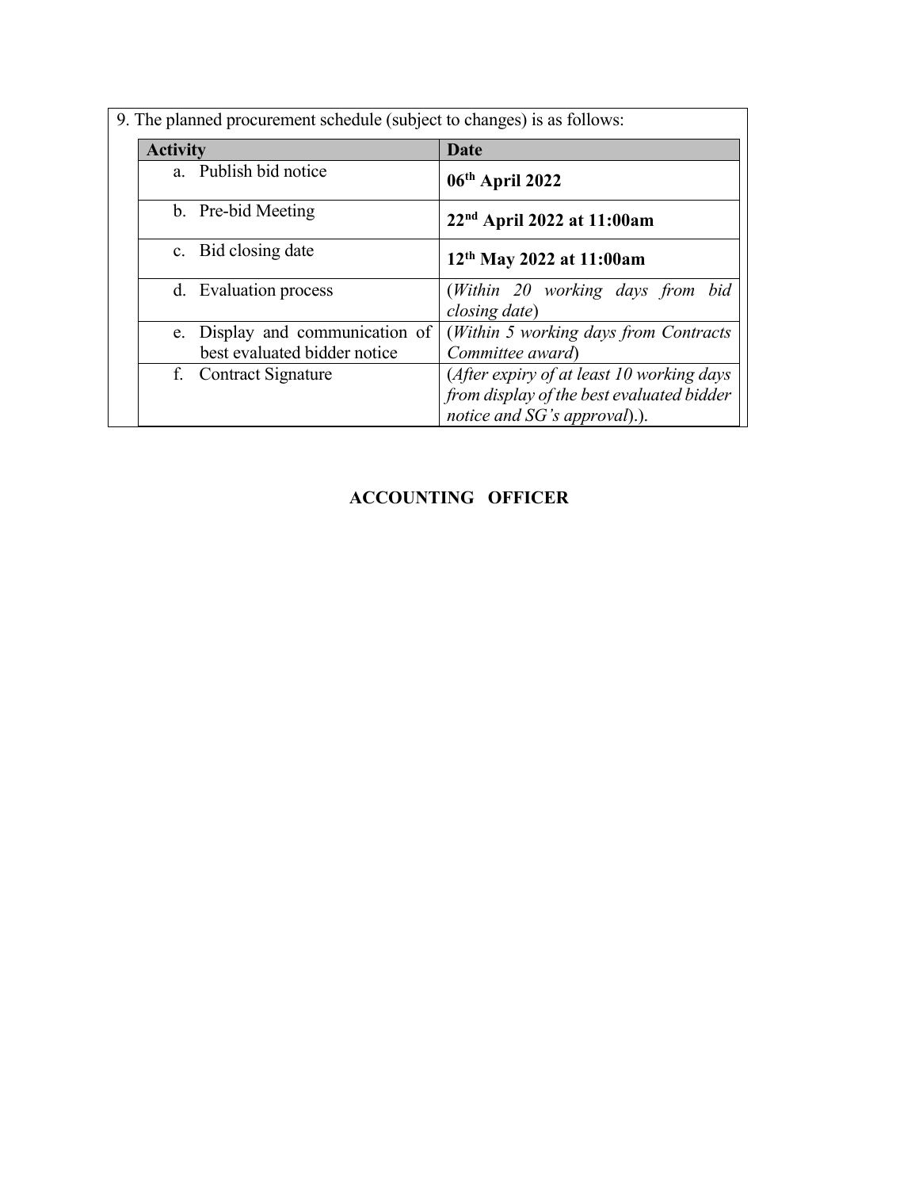9. The planned procurement schedule (subject to changes) is as follows:

| Activity | Date |
| --- | --- |
| a. Publish bid notice | **06th April 2022** |
| b. Pre-bid Meeting | **22nd April 2022 at 11:00am** |
| c. Bid closing date | **12th May 2022 at 11:00am** |
| d. Evaluation process | (*Within 20 working days from bid closing date*) |
| e. Display and communication of best evaluated bidder notice | (*Within 5 working days from Contracts Committee award*) |
| f. Contract Signature | (*After expiry of at least 10 working days from display of the best evaluated bidder notice and SG's approval*).). |

**ACCOUNTING OFFICER**